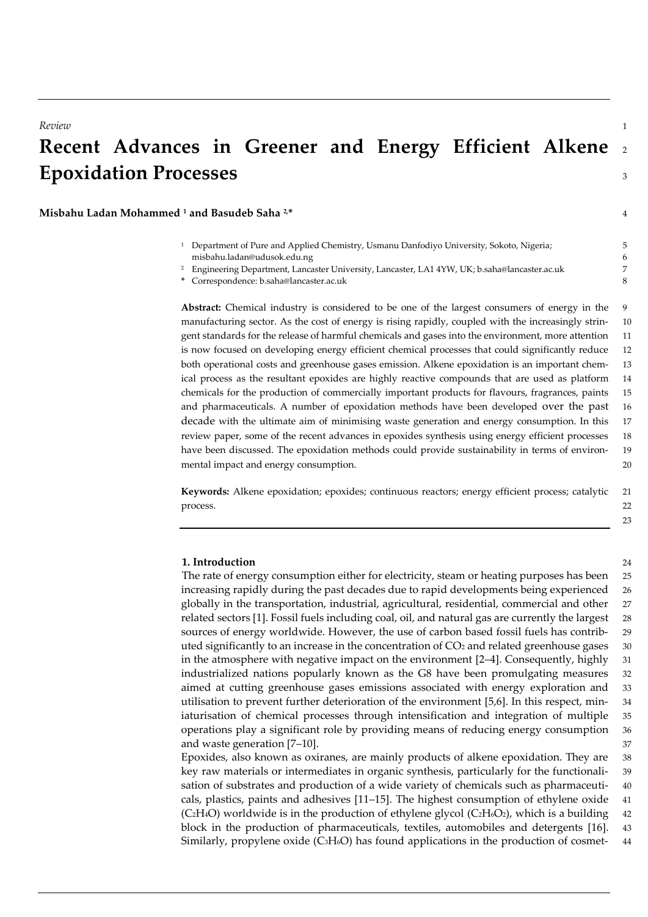*Review*

# Recent Advances in Greener and Energy Efficient Alkene Epoxidation Processes

**Misbahu Ladan Mohammed [1] and Basudeb Saha [2,*]**

[1] Department of Pure and Applied Chemistry, Usmanu Danfodiyo University, Sokoto, Nigeria; misbahu.ladan@udusok.edu.ng
[2] Engineering Department, Lancaster University, Lancaster, LA1 4YW, UK; b.saha@lancaster.ac.uk
\* Correspondence: b.saha@lancaster.ac.uk

**Abstract:** Chemical industry is considered to be one of the largest consumers of energy in the manufacturing sector. As the cost of energy is rising rapidly, coupled with the increasingly stringent standards for the release of harmful chemicals and gases into the environment, more attention is now focused on developing energy efficient chemical processes that could significantly reduce both operational costs and greenhouse gases emission. Alkene epoxidation is an important chemical process as the resultant epoxides are highly reactive compounds that are used as platform chemicals for the production of commercially important products for flavours, fragrances, paints and pharmaceuticals. A number of epoxidation methods have been developed over the past decade with the ultimate aim of minimising waste generation and energy consumption. In this review paper, some of the recent advances in epoxides synthesis using energy efficient processes have been discussed. The epoxidation methods could provide sustainability in terms of environmental impact and energy consumption.

**Keywords:** Alkene epoxidation; epoxides; continuous reactors; energy efficient process; catalytic process.

## 1. Introduction

The rate of energy consumption either for electricity, steam or heating purposes has been increasing rapidly during the past decades due to rapid developments being experienced globally in the transportation, industrial, agricultural, residential, commercial and other related sectors [1]. Fossil fuels including coal, oil, and natural gas are currently the largest sources of energy worldwide. However, the use of carbon based fossil fuels has contributed significantly to an increase in the concentration of $CO_2$ and related greenhouse gases in the atmosphere with negative impact on the environment [2–4]. Consequently, highly industrialized nations popularly known as the G8 have been promulgating measures aimed at cutting greenhouse gases emissions associated with energy exploration and utilisation to prevent further deterioration of the environment [5,6]. In this respect, miniaturisation of chemical processes through intensification and integration of multiple operations play a significant role by providing means of reducing energy consumption and waste generation [7–10].

Epoxides, also known as oxiranes, are mainly products of alkene epoxidation. They are key raw materials or intermediates in organic synthesis, particularly for the functionalisation of substrates and production of a wide variety of chemicals such as pharmaceuticals, plastics, paints and adhesives [11–15]. The highest consumption of ethylene oxide ($C_2H_4O$) worldwide is in the production of ethylene glycol ($C_2H_6O_2$), which is a building block in the production of pharmaceuticals, textiles, automobiles and detergents [16]. Similarly, propylene oxide ($C_3H_6O$) has found applications in the production of cosmet-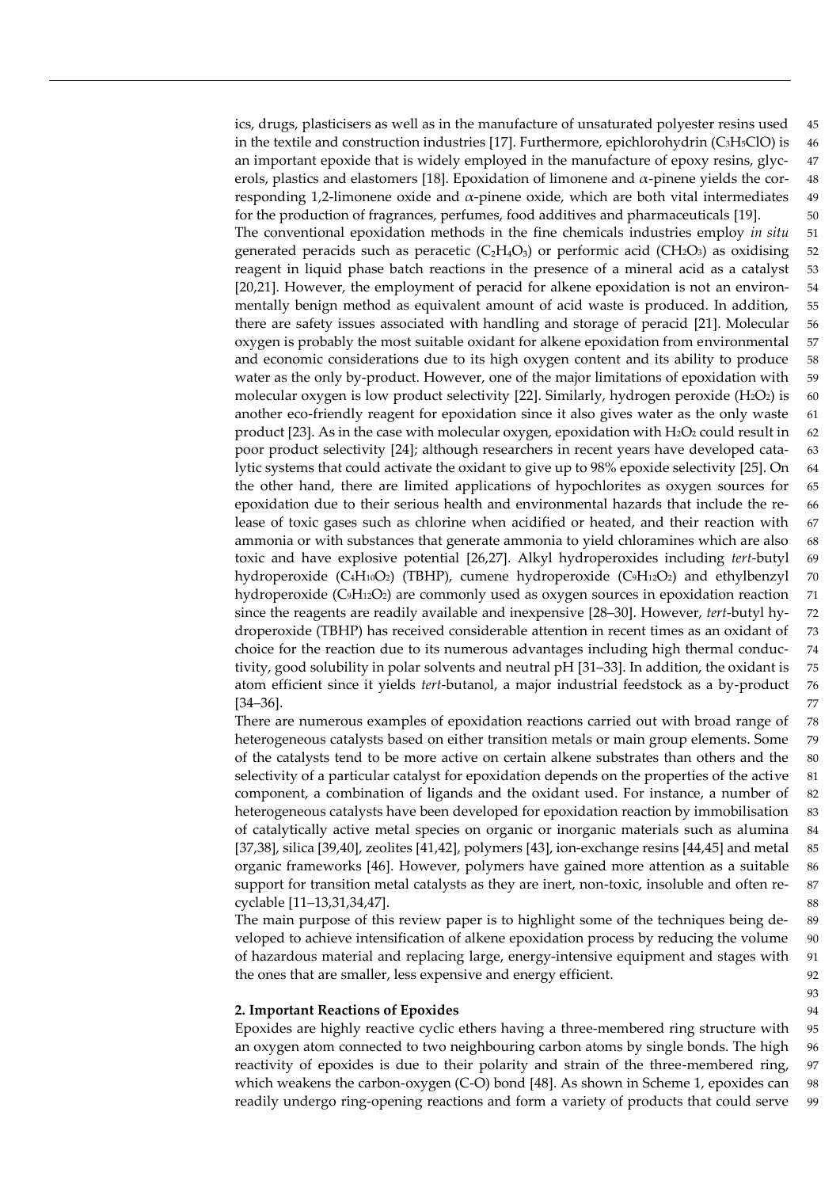ics, drugs, plasticisers as well as in the manufacture of unsaturated polyester resins used in the textile and construction industries [17]. Furthermore, epichlorohydrin ($C_3H_5ClO$) is an important epoxide that is widely employed in the manufacture of epoxy resins, glycerols, plastics and elastomers [18]. Epoxidation of limonene and $\alpha$-pinene yields the corresponding 1,2-limonene oxide and $\alpha$-pinene oxide, which are both vital intermediates for the production of fragrances, perfumes, food additives and pharmaceuticals [19].

The conventional epoxidation methods in the fine chemicals industries employ *in situ* generated peracids such as peracetic ($C_2H_4O_3$) or performic acid ($CH_2O_3$) as oxidising reagent in liquid phase batch reactions in the presence of a mineral acid as a catalyst [20,21]. However, the employment of peracid for alkene epoxidation is not an environmentally benign method as equivalent amount of acid waste is produced. In addition, there are safety issues associated with handling and storage of peracid [21]. Molecular oxygen is probably the most suitable oxidant for alkene epoxidation from environmental and economic considerations due to its high oxygen content and its ability to produce water as the only by-product. However, one of the major limitations of epoxidation with molecular oxygen is low product selectivity [22]. Similarly, hydrogen peroxide ($H_2O_2$) is another eco-friendly reagent for epoxidation since it also gives water as the only waste product [23]. As in the case with molecular oxygen, epoxidation with $H_2O_2$ could result in poor product selectivity [24]; although researchers in recent years have developed catalytic systems that could activate the oxidant to give up to 98% epoxide selectivity [25]. On the other hand, there are limited applications of hypochlorites as oxygen sources for epoxidation due to their serious health and environmental hazards that include the release of toxic gases such as chlorine when acidified or heated, and their reaction with ammonia or with substances that generate ammonia to yield chloramines which are also toxic and have explosive potential [26,27]. Alkyl hydroperoxides including *tert*-butyl hydroperoxide ($C_4H_{10}O_2$) (TBHP), cumene hydroperoxide ($C_9H_{12}O_2$) and ethylbenzyl hydroperoxide ($C_9H_{12}O_2$) are commonly used as oxygen sources in epoxidation reaction since the reagents are readily available and inexpensive [28–30]. However, *tert*-butyl hydroperoxide (TBHP) has received considerable attention in recent times as an oxidant of choice for the reaction due to its numerous advantages including high thermal conductivity, good solubility in polar solvents and neutral pH [31–33]. In addition, the oxidant is atom efficient since it yields *tert*-butanol, a major industrial feedstock as a by-product [34–36].

There are numerous examples of epoxidation reactions carried out with broad range of heterogeneous catalysts based on either transition metals or main group elements. Some of the catalysts tend to be more active on certain alkene substrates than others and the selectivity of a particular catalyst for epoxidation depends on the properties of the active component, a combination of ligands and the oxidant used. For instance, a number of heterogeneous catalysts have been developed for epoxidation reaction by immobilisation of catalytically active metal species on organic or inorganic materials such as alumina [37,38], silica [39,40], zeolites [41,42], polymers [43], ion-exchange resins [44,45] and metal organic frameworks [46]. However, polymers have gained more attention as a suitable support for transition metal catalysts as they are inert, non-toxic, insoluble and often recyclable [11–13,31,34,47].

The main purpose of this review paper is to highlight some of the techniques being developed to achieve intensification of alkene epoxidation process by reducing the volume of hazardous material and replacing large, energy-intensive equipment and stages with the ones that are smaller, less expensive and energy efficient.

## 2. Important Reactions of Epoxides

Epoxides are highly reactive cyclic ethers having a three-membered ring structure with an oxygen atom connected to two neighbouring carbon atoms by single bonds. The high reactivity of epoxides is due to their polarity and strain of the three-membered ring, which weakens the carbon-oxygen (C-O) bond [48]. As shown in Scheme 1, epoxides can readily undergo ring-opening reactions and form a variety of products that could serve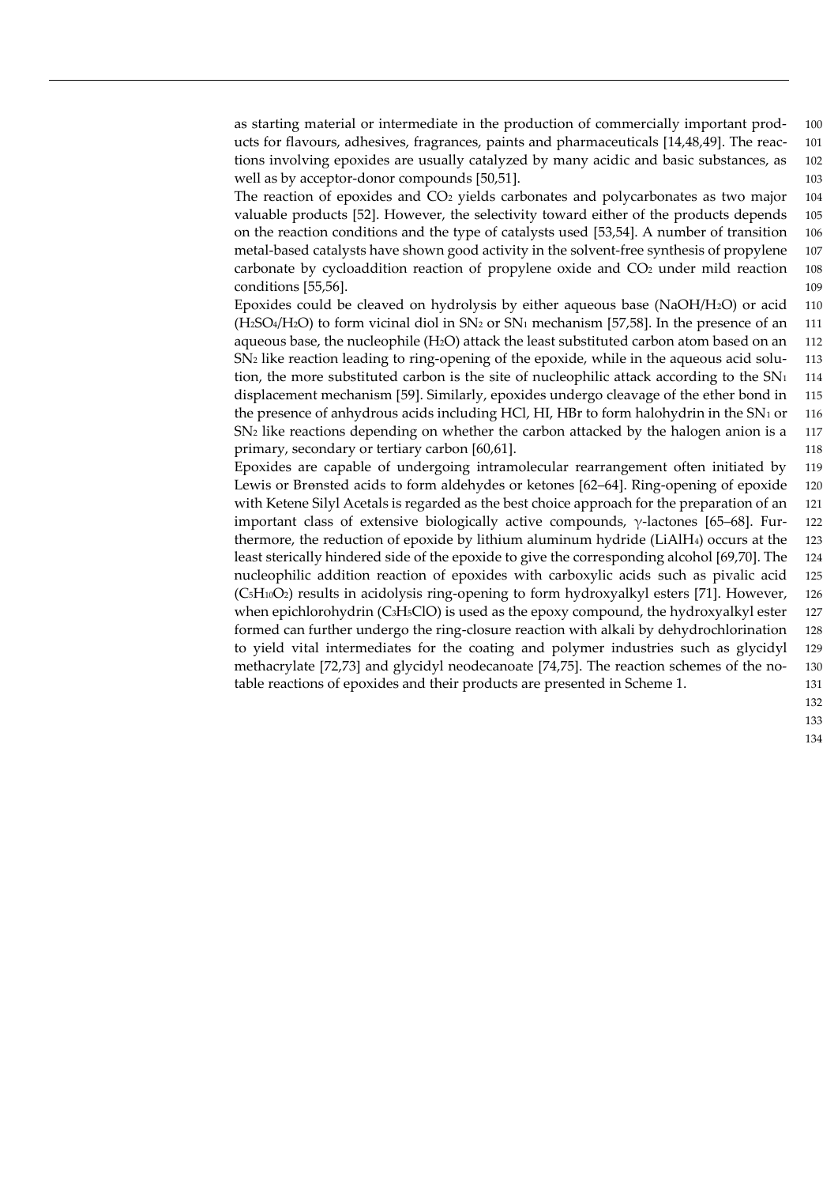as starting material or intermediate in the production of commercially important products for flavours, adhesives, fragrances, paints and pharmaceuticals [14,48,49]. The reactions involving epoxides are usually catalyzed by many acidic and basic substances, as well as by acceptor-donor compounds [50,51].

The reaction of epoxides and $CO_2$ yields carbonates and polycarbonates as two major valuable products [52]. However, the selectivity toward either of the products depends on the reaction conditions and the type of catalysts used [53,54]. A number of transition metal-based catalysts have shown good activity in the solvent-free synthesis of propylene carbonate by cycloaddition reaction of propylene oxide and $CO_2$ under mild reaction conditions [55,56].

Epoxides could be cleaved on hydrolysis by either aqueous base ($NaOH/H_2O$) or acid ($H_2SO_4/H_2O$) to form vicinal diol in $SN_2$ or $SN_1$ mechanism [57,58]. In the presence of an aqueous base, the nucleophile ($H_2O$) attack the least substituted carbon atom based on an $SN_2$ like reaction leading to ring-opening of the epoxide, while in the aqueous acid solution, the more substituted carbon is the site of nucleophilic attack according to the $SN_1$ displacement mechanism [59]. Similarly, epoxides undergo cleavage of the ether bond in the presence of anhydrous acids including HCl, HI, HBr to form halohydrin in the $SN_1$ or $SN_2$ like reactions depending on whether the carbon attacked by the halogen anion is a primary, secondary or tertiary carbon [60,61].

Epoxides are capable of undergoing intramolecular rearrangement often initiated by Lewis or Brønsted acids to form aldehydes or ketones [62–64]. Ring-opening of epoxide with Ketene Silyl Acetals is regarded as the best choice approach for the preparation of an important class of extensive biologically active compounds, $\gamma$-lactones [65–68]. Furthermore, the reduction of epoxide by lithium aluminum hydride ($LiAlH_4$) occurs at the least sterically hindered side of the epoxide to give the corresponding alcohol [69,70]. The nucleophilic addition reaction of epoxides with carboxylic acids such as pivalic acid ($C_5H_{10}O_2$) results in acidolysis ring-opening to form hydroxyalkyl esters [71]. However, when epichlorohydrin ($C_3H_5ClO$) is used as the epoxy compound, the hydroxyalkyl ester formed can further undergo the ring-closure reaction with alkali by dehydrochlorination to yield vital intermediates for the coating and polymer industries such as glycidyl methacrylate [72,73] and glycidyl neodecanoate [74,75]. The reaction schemes of the notable reactions of epoxides and their products are presented in Scheme 1.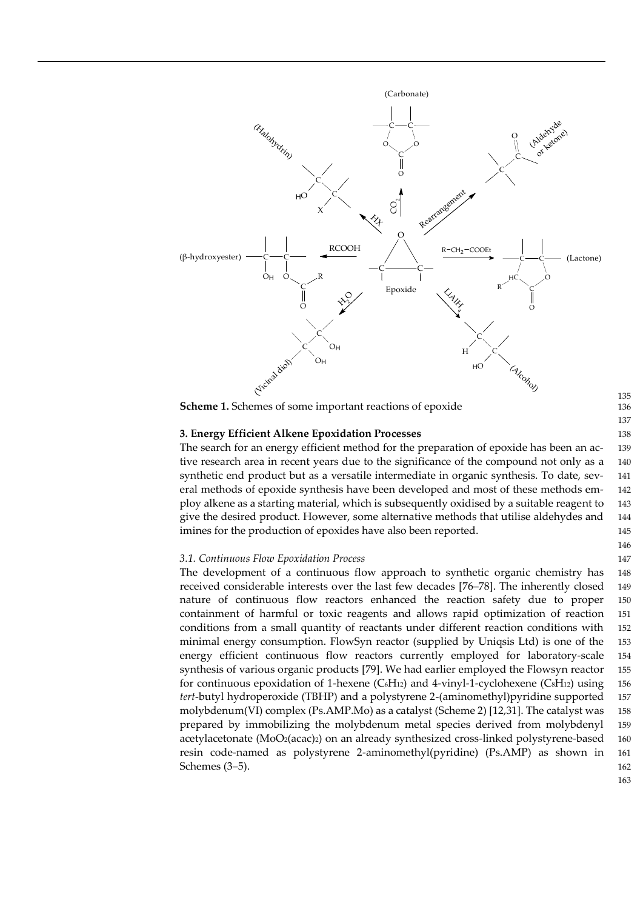**Scheme 1.** Schemes of some important reactions of epoxide

## 3. Energy Efficient Alkene Epoxidation Processes

The search for an energy efficient method for the preparation of epoxide has been an active research area in recent years due to the significance of the compound not only as a synthetic end product but as a versatile intermediate in organic synthesis. To date, several methods of epoxide synthesis have been developed and most of these methods employ alkene as a starting material, which is subsequently oxidised by a suitable reagent to give the desired product. However, some alternative methods that utilise aldehydes and imines for the production of epoxides have also been reported.

### *3.1. Continuous Flow Epoxidation Process*

The development of a continuous flow approach to synthetic organic chemistry has received considerable interests over the last few decades [76–78]. The inherently closed nature of continuous flow reactors enhanced the reaction safety due to proper containment of harmful or toxic reagents and allows rapid optimization of reaction conditions from a small quantity of reactants under different reaction conditions with minimal energy consumption. FlowSyn reactor (supplied by Uniqsis Ltd) is one of the energy efficient continuous flow reactors currently employed for laboratory-scale synthesis of various organic products [79]. We had earlier employed the Flowsyn reactor for continuous epoxidation of 1-hexene ($C_6H_{12}$) and 4-vinyl-1-cyclohexene ($C_8H_{12}$) using *tert*-butyl hydroperoxide (TBHP) and a polystyrene 2-(aminomethyl)pyridine supported molybdenum(VI) complex (Ps.AMP.Mo) as a catalyst (Scheme 2) [12,31]. The catalyst was prepared by immobilizing the molybdenum metal species derived from molybdenyl acetylacetonate ($MoO_2(acac)_2$) on an already synthesized cross-linked polystyrene-based resin code-named as polystyrene 2-aminomethyl(pyridine) (Ps.AMP) as shown in Schemes (3–5).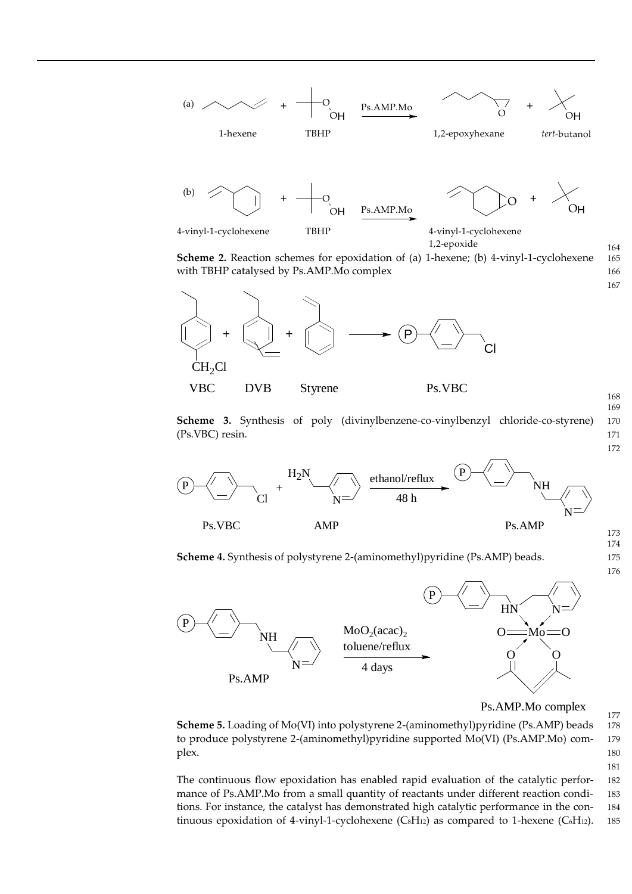**Scheme 2.** Reaction schemes for epoxidation of (a) 1-hexene; (b) 4-vinyl-1-cyclohexene with TBHP catalysed by Ps.AMP.Mo complex

**Scheme 3.** Synthesis of poly (divinylbenzene-co-vinylbenzyl chloride-co-styrene) (Ps.VBC) resin.

**Scheme 4.** Synthesis of polystyrene 2-(aminomethyl)pyridine (Ps.AMP) beads.

**Scheme 5.** Loading of Mo(VI) into polystyrene 2-(aminomethyl)pyridine (Ps.AMP) beads to produce polystyrene 2-(aminomethyl)pyridine supported Mo(VI) (Ps.AMP.Mo) complex.

The continuous flow epoxidation has enabled rapid evaluation of the catalytic performance of Ps.AMP.Mo from a small quantity of reactants under different reaction conditions. For instance, the catalyst has demonstrated high catalytic performance in the continuous epoxidation of 4-vinyl-1-cyclohexene ($C_8H_{12}$) as compared to 1-hexene ($C_6H_{12}$).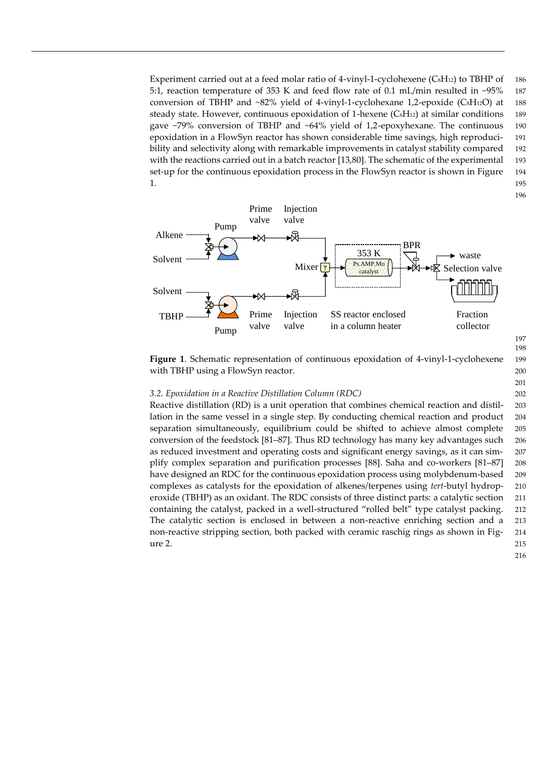Experiment carried out at a feed molar ratio of 4-vinyl-1-cyclohexene ($C_8H_{12}$) to TBHP of 5:1, reaction temperature of 353 K and feed flow rate of 0.1 mL/min resulted in ~95% conversion of TBHP and ~82% yield of 4-vinyl-1-cyclohexane 1,2-epoxide ($C_8H_{12}O$) at steady state. However, continuous epoxidation of 1-hexene ($C_6H_{12}$) at similar conditions gave ~79% conversion of TBHP and ~64% yield of 1,2-epoxyhexane. The continuous epoxidation in a FlowSyn reactor has shown considerable time savings, high reproducibility and selectivity along with remarkable improvements in catalyst stability compared with the reactions carried out in a batch reactor [13,80]. The schematic of the experimental set-up for the continuous epoxidation process in the FlowSyn reactor is shown in Figure 1.

**Figure 1**. Schematic representation of continuous epoxidation of 4-vinyl-1-cyclohexene with TBHP using a FlowSyn reactor.

### 3.2. Epoxidation in a Reactive Distillation Column (RDC)

Reactive distillation (RD) is a unit operation that combines chemical reaction and distillation in the same vessel in a single step. By conducting chemical reaction and product separation simultaneously, equilibrium could be shifted to achieve almost complete conversion of the feedstock [81–87]. Thus RD technology has many key advantages such as reduced investment and operating costs and significant energy savings, as it can simplify complex separation and purification processes [88]. Saha and co-workers [81–87] have designed an RDC for the continuous epoxidation process using molybdenum-based complexes as catalysts for the epoxidation of alkenes/terpenes using *tert*-butyl hydroperoxide (TBHP) as an oxidant. The RDC consists of three distinct parts: a catalytic section containing the catalyst, packed in a well-structured "rolled belt" type catalyst packing. The catalytic section is enclosed in between a non-reactive enriching section and a non-reactive stripping section, both packed with ceramic raschig rings as shown in Figure 2.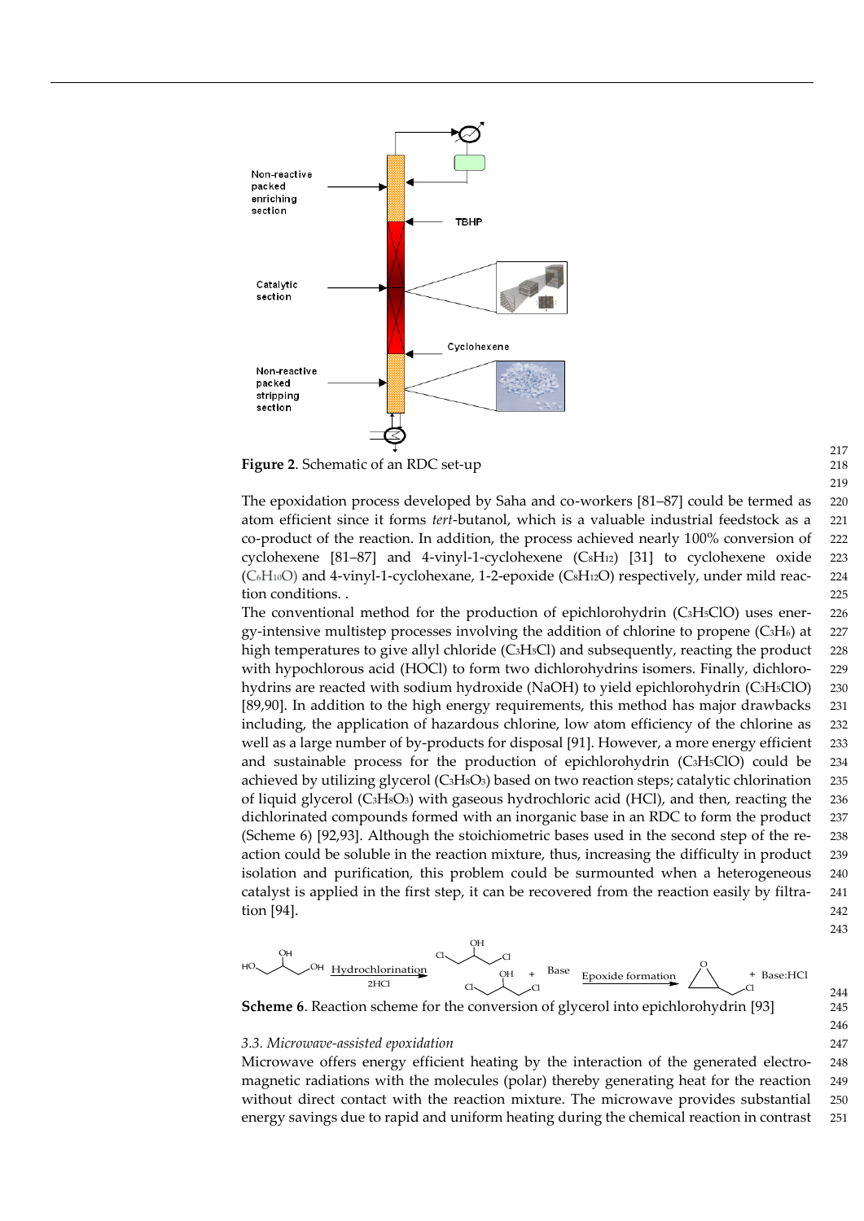Non-reactive packed enriching section

TBHP

Catalytic section

Cyclohexene

Non-reactive packed stripping section

**Figure 2**. Schematic of an RDC set-up

The epoxidation process developed by Saha and co-workers [81–87] could be termed as atom efficient since it forms *tert*-butanol, which is a valuable industrial feedstock as a co-product of the reaction. In addition, the process achieved nearly 100% conversion of cyclohexene [81–87] and 4-vinyl-1-cyclohexene ($C_8H_{12}$) [31] to cyclohexene oxide ($C_6H_{10}O$) and 4-vinyl-1-cyclohexane, 1-2-epoxide ($C_8H_{12}O$) respectively, under mild reaction conditions. .

The conventional method for the production of epichlorohydrin ($C_3H_5ClO$) uses energy-intensive multistep processes involving the addition of chlorine to propene ($C_3H_6$) at high temperatures to give allyl chloride ($C_3H_5Cl$) and subsequently, reacting the product with hypochlorous acid (HOCl) to form two dichlorohydrins isomers. Finally, dichlorohydrins are reacted with sodium hydroxide (NaOH) to yield epichlorohydrin ($C_3H_5ClO$) [89,90]. In addition to the high energy requirements, this method has major drawbacks including, the application of hazardous chlorine, low atom efficiency of the chlorine as well as a large number of by-products for disposal [91]. However, a more energy efficient and sustainable process for the production of epichlorohydrin ($C_3H_5ClO$) could be achieved by utilizing glycerol ($C_3H_8O_3$) based on two reaction steps; catalytic chlorination of liquid glycerol ($C_3H_8O_3$) with gaseous hydrochloric acid (HCl), and then, reacting the dichlorinated compounds formed with an inorganic base in an RDC to form the product (Scheme 6) [92,93]. Although the stoichiometric bases used in the second step of the reaction could be soluble in the reaction mixture, thus, increasing the difficulty in product isolation and purification, this problem could be surmounted when a heterogeneous catalyst is applied in the first step, it can be recovered from the reaction easily by filtration [94].

Hydrochlorination (2HCl) → + Base → Epoxide formation → + Base:HCl

**Scheme 6**. Reaction scheme for the conversion of glycerol into epichlorohydrin [93]

### 3.3. Microwave-assisted epoxidation

Microwave offers energy efficient heating by the interaction of the generated electromagnetic radiations with the molecules (polar) thereby generating heat for the reaction without direct contact with the reaction mixture. The microwave provides substantial energy savings due to rapid and uniform heating during the chemical reaction in contrast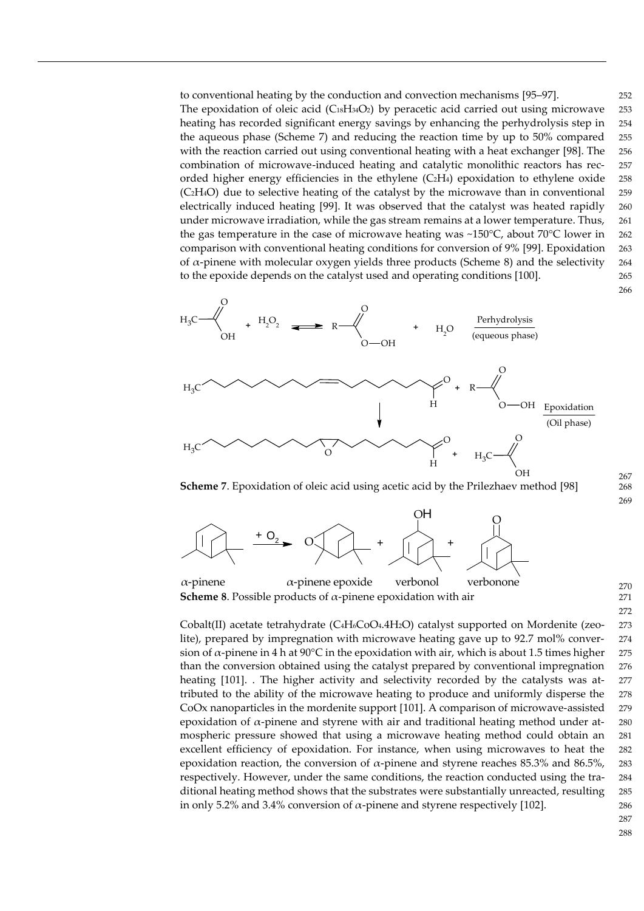to conventional heating by the conduction and convection mechanisms [95–97].

The epoxidation of oleic acid ($C_{18}H_{34}O_2$) by peracetic acid carried out using microwave heating has recorded significant energy savings by enhancing the perhydrolysis step in the aqueous phase (Scheme 7) and reducing the reaction time by up to 50% compared with the reaction carried out using conventional heating with a heat exchanger [98]. The combination of microwave-induced heating and catalytic monolithic reactors has recorded higher energy efficiencies in the ethylene ($C_2H_4$) epoxidation to ethylene oxide ($C_2H_4O$) due to selective heating of the catalyst by the microwave than in conventional electrically induced heating [99]. It was observed that the catalyst was heated rapidly under microwave irradiation, while the gas stream remains at a lower temperature. Thus, the gas temperature in the case of microwave heating was ~150°C, about 70°C lower in comparison with conventional heating conditions for conversion of 9% [99]. Epoxidation of α-pinene with molecular oxygen yields three products (Scheme 8) and the selectivity to the epoxide depends on the catalyst used and operating conditions [100].

Perhydrolysis (equeous phase)

Epoxidation (Oil phase)

**Scheme 7**. Epoxidation of oleic acid using acetic acid by the Prilezhaev method [98]

α-pinene + $O_2$ → α-pinene epoxide + verbonol + verbonone

**Scheme 8**. Possible products of α-pinene epoxidation with air

Cobalt(II) acetate tetrahydrate ($C_4H_6CoO_4.4H_2O$) catalyst supported on Mordenite (zeolite), prepared by impregnation with microwave heating gave up to 92.7 mol% conversion of α-pinene in 4 h at 90°C in the epoxidation with air, which is about 1.5 times higher than the conversion obtained using the catalyst prepared by conventional impregnation heating [101]. . The higher activity and selectivity recorded by the catalysts was attributed to the ability of the microwave heating to produce and uniformly disperse the CoOx nanoparticles in the mordenite support [101]. A comparison of microwave-assisted epoxidation of α-pinene and styrene with air and traditional heating method under atmospheric pressure showed that using a microwave heating method could obtain an excellent efficiency of epoxidation. For instance, when using microwaves to heat the epoxidation reaction, the conversion of α-pinene and styrene reaches 85.3% and 86.5%, respectively. However, under the same conditions, the reaction conducted using the traditional heating method shows that the substrates were substantially unreacted, resulting in only 5.2% and 3.4% conversion of α-pinene and styrene respectively [102].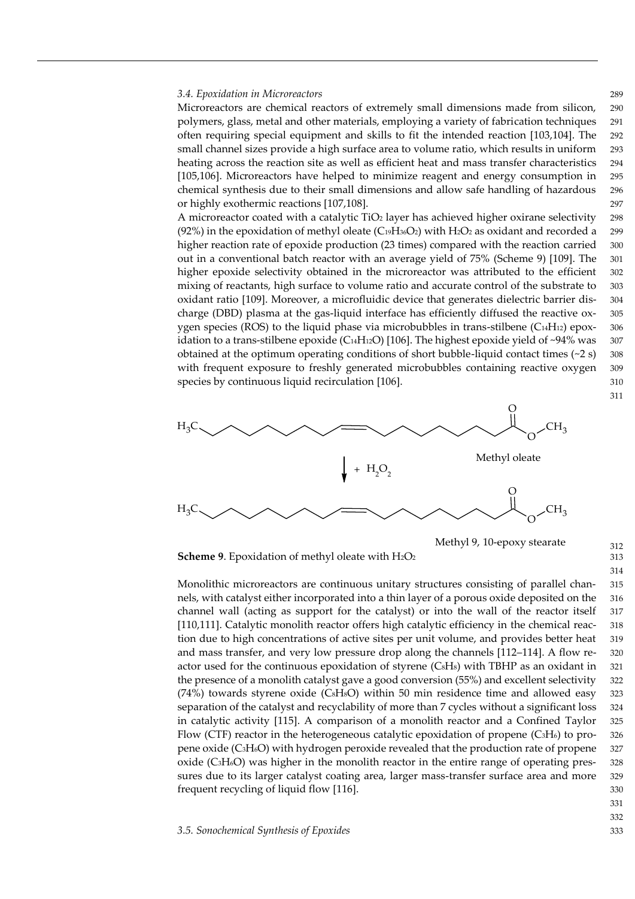### 3.4. Epoxidation in Microreactors

Microreactors are chemical reactors of extremely small dimensions made from silicon, polymers, glass, metal and other materials, employing a variety of fabrication techniques often requiring special equipment and skills to fit the intended reaction [103,104]. The small channel sizes provide a high surface area to volume ratio, which results in uniform heating across the reaction site as well as efficient heat and mass transfer characteristics [105,106]. Microreactors have helped to minimize reagent and energy consumption in chemical synthesis due to their small dimensions and allow safe handling of hazardous or highly exothermic reactions [107,108].

A microreactor coated with a catalytic $TiO_2$ layer has achieved higher oxirane selectivity (92%) in the epoxidation of methyl oleate ($C_{19}H_{36}O_2$) with $H_2O_2$ as oxidant and recorded a higher reaction rate of epoxide production (23 times) compared with the reaction carried out in a conventional batch reactor with an average yield of 75% (Scheme 9) [109]. The higher epoxide selectivity obtained in the microreactor was attributed to the efficient mixing of reactants, high surface to volume ratio and accurate control of the substrate to oxidant ratio [109]. Moreover, a microfluidic device that generates dielectric barrier discharge (DBD) plasma at the gas-liquid interface has efficiently diffused the reactive oxygen species (ROS) to the liquid phase via microbubbles in trans-stilbene ($C_{14}H_{12}$) epoxidation to a trans-stilbene epoxide ($C_{14}H_{12}O$) [106]. The highest epoxide yield of ~94% was obtained at the optimum operating conditions of short bubble-liquid contact times (~2 s) with frequent exposure to freshly generated microbubbles containing reactive oxygen species by continuous liquid recirculation [106].

Methyl oleate

+ $H_2O_2$

Methyl 9, 10-epoxy stearate

**Scheme 9**. Epoxidation of methyl oleate with $H_2O_2$

Monolithic microreactors are continuous unitary structures consisting of parallel channels, with catalyst either incorporated into a thin layer of a porous oxide deposited on the channel wall (acting as support for the catalyst) or into the wall of the reactor itself [110,111]. Catalytic monolith reactor offers high catalytic efficiency in the chemical reaction due to high concentrations of active sites per unit volume, and provides better heat and mass transfer, and very low pressure drop along the channels [112–114]. A flow reactor used for the continuous epoxidation of styrene ($C_8H_8$) with TBHP as an oxidant in the presence of a monolith catalyst gave a good conversion (55%) and excellent selectivity (74%) towards styrene oxide ($C_8H_8O$) within 50 min residence time and allowed easy separation of the catalyst and recyclability of more than 7 cycles without a significant loss in catalytic activity [115]. A comparison of a monolith reactor and a Confined Taylor Flow (CTF) reactor in the heterogeneous catalytic epoxidation of propene ($C_3H_6$) to propene oxide ($C_3H_6O$) with hydrogen peroxide revealed that the production rate of propene oxide ($C_3H_6O$) was higher in the monolith reactor in the entire range of operating pressures due to its larger catalyst coating area, larger mass-transfer surface area and more frequent recycling of liquid flow [116].

### 3.5. Sonochemical Synthesis of Epoxides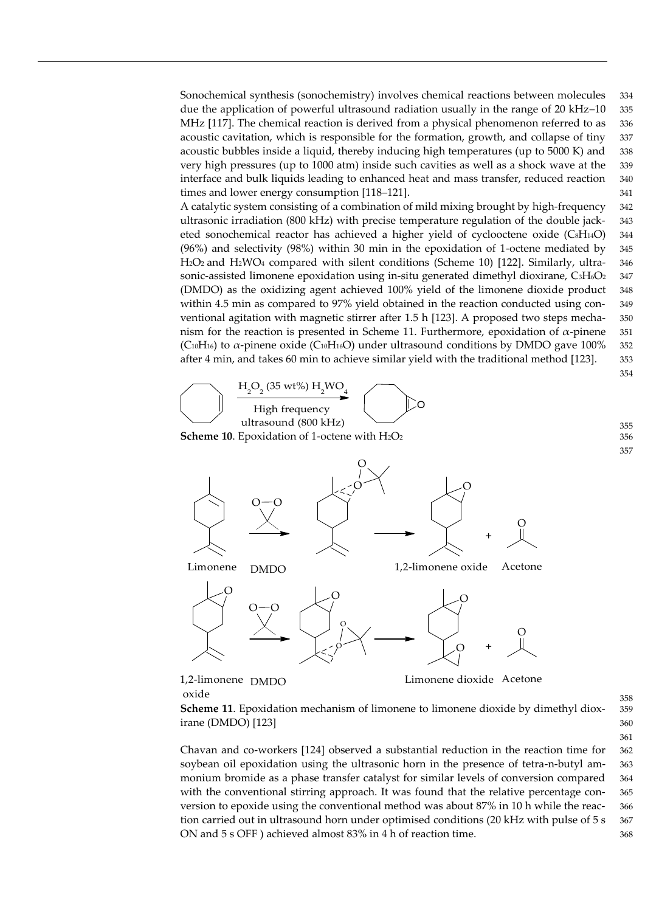Sonochemical synthesis (sonochemistry) involves chemical reactions between molecules due the application of powerful ultrasound radiation usually in the range of 20 kHz–10 MHz [117]. The chemical reaction is derived from a physical phenomenon referred to as acoustic cavitation, which is responsible for the formation, growth, and collapse of tiny acoustic bubbles inside a liquid, thereby inducing high temperatures (up to 5000 K) and very high pressures (up to 1000 atm) inside such cavities as well as a shock wave at the interface and bulk liquids leading to enhanced heat and mass transfer, reduced reaction times and lower energy consumption [118–121].

A catalytic system consisting of a combination of mild mixing brought by high-frequency ultrasonic irradiation (800 kHz) with precise temperature regulation of the double jacketed sonochemical reactor has achieved a higher yield of cyclooctene oxide ($C_8H_{14}O$) (96%) and selectivity (98%) within 30 min in the epoxidation of 1-octene mediated by $H_2O_2$ and $H_2WO_4$ compared with silent conditions (Scheme 10) [122]. Similarly, ultrasonic-assisted limonene epoxidation using in-situ generated dimethyl dioxirane, $C_3H_6O_2$ (DMDO) as the oxidizing agent achieved 100% yield of the limonene dioxide product within 4.5 min as compared to 97% yield obtained in the reaction conducted using conventional agitation with magnetic stirrer after 1.5 h [123]. A proposed two steps mechanism for the reaction is presented in Scheme 11. Furthermore, epoxidation of $\alpha$-pinene ($C_{10}H_{16}$) to $\alpha$-pinene oxide ($C_{10}H_{16}O$) under ultrasound conditions by DMDO gave 100% after 4 min, and takes 60 min to achieve similar yield with the traditional method [123].

$H_2O_2$ (35 wt%) $H_2WO_4$ — High frequency ultrasound (800 kHz)

**Scheme 10**. Epoxidation of 1-octene with $H_2O_2$

Limonene + DMDO → 1,2-limonene oxide + Acetone

1,2-limonene oxide + DMDO → Limonene dioxide + Acetone

**Scheme 11**. Epoxidation mechanism of limonene to limonene dioxide by dimethyl dioxirane (DMDO) [123]

Chavan and co-workers [124] observed a substantial reduction in the reaction time for soybean oil epoxidation using the ultrasonic horn in the presence of tetra-n-butyl ammonium bromide as a phase transfer catalyst for similar levels of conversion compared with the conventional stirring approach. It was found that the relative percentage conversion to epoxide using the conventional method was about 87% in 10 h while the reaction carried out in ultrasound horn under optimised conditions (20 kHz with pulse of 5 s ON and 5 s OFF ) achieved almost 83% in 4 h of reaction time.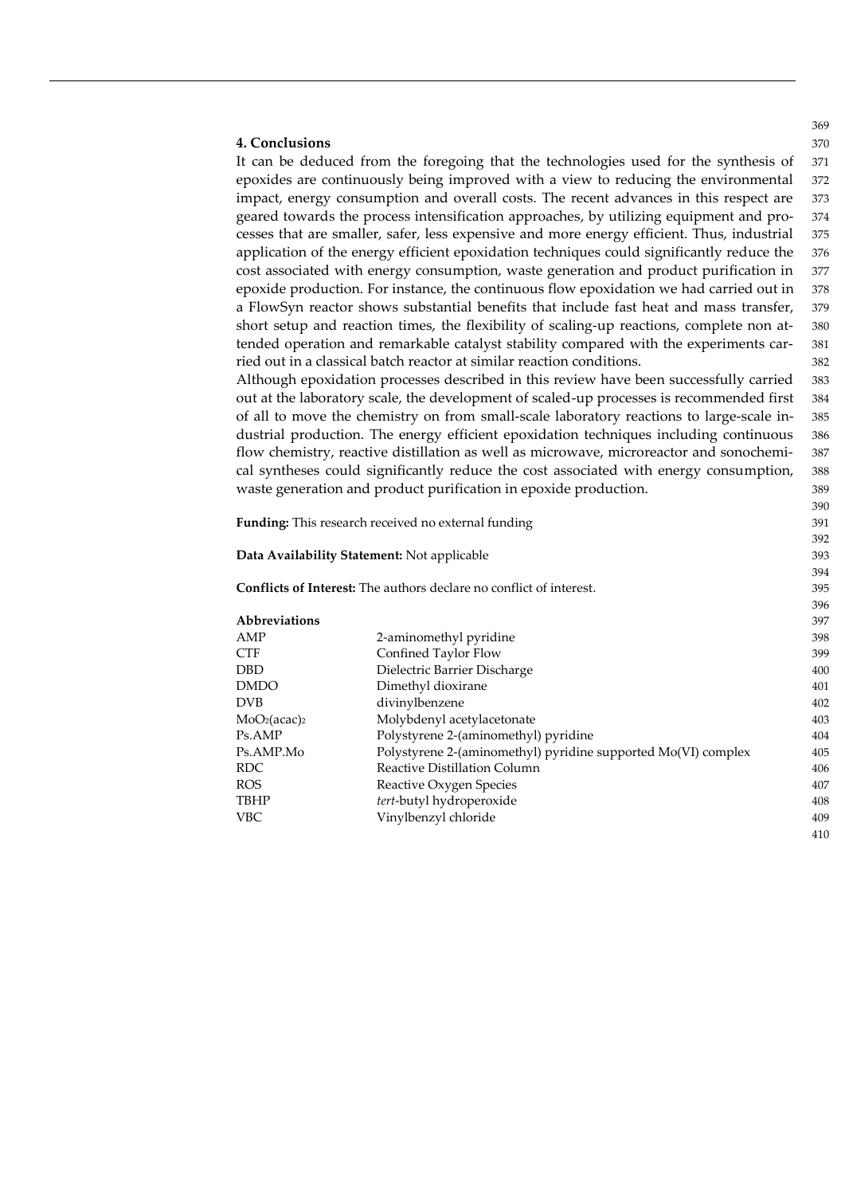## 4. Conclusions

It can be deduced from the foregoing that the technologies used for the synthesis of epoxides are continuously being improved with a view to reducing the environmental impact, energy consumption and overall costs. The recent advances in this respect are geared towards the process intensification approaches, by utilizing equipment and processes that are smaller, safer, less expensive and more energy efficient. Thus, industrial application of the energy efficient epoxidation techniques could significantly reduce the cost associated with energy consumption, waste generation and product purification in epoxide production. For instance, the continuous flow epoxidation we had carried out in a FlowSyn reactor shows substantial benefits that include fast heat and mass transfer, short setup and reaction times, the flexibility of scaling-up reactions, complete non attended operation and remarkable catalyst stability compared with the experiments carried out in a classical batch reactor at similar reaction conditions.

Although epoxidation processes described in this review have been successfully carried out at the laboratory scale, the development of scaled-up processes is recommended first of all to move the chemistry on from small-scale laboratory reactions to large-scale industrial production. The energy efficient epoxidation techniques including continuous flow chemistry, reactive distillation as well as microwave, microreactor and sonochemical syntheses could significantly reduce the cost associated with energy consumption, waste generation and product purification in epoxide production.

**Funding:** This research received no external funding

**Data Availability Statement:** Not applicable

**Conflicts of Interest:** The authors declare no conflict of interest.

**Abbreviations**

| | |
|---|---|
| AMP | 2-aminomethyl pyridine |
| CTF | Confined Taylor Flow |
| DBD | Dielectric Barrier Discharge |
| DMDO | Dimethyl dioxirane |
| DVB | divinylbenzene |
| $MoO_2(acac)_2$ | Molybdenyl acetylacetonate |
| Ps.AMP | Polystyrene 2-(aminomethyl) pyridine |
| Ps.AMP.Mo | Polystyrene 2-(aminomethyl) pyridine supported Mo(VI) complex |
| RDC | Reactive Distillation Column |
| ROS | Reactive Oxygen Species |
| TBHP | *tert*-butyl hydroperoxide |
| VBC | Vinylbenzyl chloride |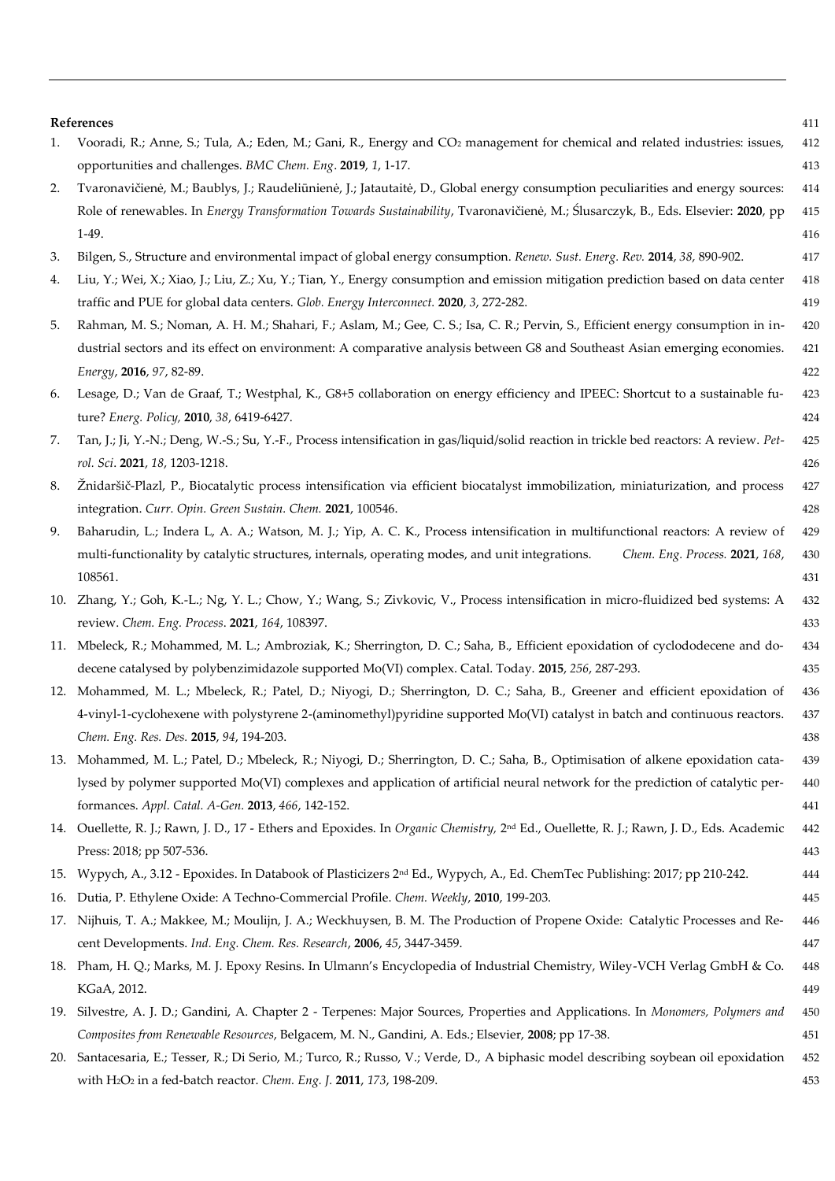**References**

1. Vooradi, R.; Anne, S.; Tula, A.; Eden, M.; Gani, R., Energy and $CO_2$ management for chemical and related industries: issues, opportunities and challenges. *BMC Chem. Eng*. **2019**, *1*, 1-17.
2. Tvaronavičienė, M.; Baublys, J.; Raudeliūnienė, J.; Jatautaitė, D., Global energy consumption peculiarities and energy sources: Role of renewables. In *Energy Transformation Towards Sustainability*, Tvaronavičienė, M.; Ślusarczyk, B., Eds. Elsevier: **2020**, pp 1-49.
3. Bilgen, S., Structure and environmental impact of global energy consumption. *Renew. Sust. Energ. Rev.* **2014**, *38*, 890-902.
4. Liu, Y.; Wei, X.; Xiao, J.; Liu, Z.; Xu, Y.; Tian, Y., Energy consumption and emission mitigation prediction based on data center traffic and PUE for global data centers. *Glob. Energy Interconnect.* **2020**, *3*, 272-282.
5. Rahman, M. S.; Noman, A. H. M.; Shahari, F.; Aslam, M.; Gee, C. S.; Isa, C. R.; Pervin, S., Efficient energy consumption in industrial sectors and its effect on environment: A comparative analysis between G8 and Southeast Asian emerging economies. *Energy*, **2016**, *97*, 82-89.
6. Lesage, D.; Van de Graaf, T.; Westphal, K., G8+5 collaboration on energy efficiency and IPEEC: Shortcut to a sustainable future? *Energ. Policy,* **2010**, *38*, 6419-6427.
7. Tan, J.; Ji, Y.-N.; Deng, W.-S.; Su, Y.-F., Process intensification in gas/liquid/solid reaction in trickle bed reactors: A review. *Petrol. Sci*. **2021**, *18*, 1203-1218.
8. Žnidaršič-Plazl, P., Biocatalytic process intensification via efficient biocatalyst immobilization, miniaturization, and process integration. *Curr. Opin. Green Sustain. Chem.* **2021**, 100546.
9. Baharudin, L.; Indera L, A. A.; Watson, M. J.; Yip, A. C. K., Process intensification in multifunctional reactors: A review of multi-functionality by catalytic structures, internals, operating modes, and unit integrations. *Chem. Eng. Process.* **2021**, *168*, 108561.
10. Zhang, Y.; Goh, K.-L.; Ng, Y. L.; Chow, Y.; Wang, S.; Zivkovic, V., Process intensification in micro-fluidized bed systems: A review. *Chem. Eng. Process*. **2021**, *164*, 108397.
11. Mbeleck, R.; Mohammed, M. L.; Ambroziak, K.; Sherrington, D. C.; Saha, B., Efficient epoxidation of cyclododecene and dodecene catalysed by polybenzimidazole supported Mo(VI) complex. Catal. Today. **2015**, *256*, 287-293.
12. Mohammed, M. L.; Mbeleck, R.; Patel, D.; Niyogi, D.; Sherrington, D. C.; Saha, B., Greener and efficient epoxidation of 4-vinyl-1-cyclohexene with polystyrene 2-(aminomethyl)pyridine supported Mo(VI) catalyst in batch and continuous reactors. *Chem. Eng. Res. Des.* **2015**, *94*, 194-203.
13. Mohammed, M. L.; Patel, D.; Mbeleck, R.; Niyogi, D.; Sherrington, D. C.; Saha, B., Optimisation of alkene epoxidation catalysed by polymer supported Mo(VI) complexes and application of artificial neural network for the prediction of catalytic performances. *Appl. Catal. A-Gen.* **2013**, *466*, 142-152.
14. Ouellette, R. J.; Rawn, J. D., 17 - Ethers and Epoxides. In *Organic Chemistry,* 2nd Ed., Ouellette, R. J.; Rawn, J. D., Eds. Academic Press: 2018; pp 507-536.
15. Wypych, A., 3.12 - Epoxides. In Databook of Plasticizers 2nd Ed., Wypych, A., Ed. ChemTec Publishing: 2017; pp 210-242.
16. Dutia, P. Ethylene Oxide: A Techno-Commercial Profile. *Chem. Weekly*, **2010**, 199-203.
17. Nijhuis, T. A.; Makkee, M.; Moulijn, J. A.; Weckhuysen, B. M. The Production of Propene Oxide: Catalytic Processes and Recent Developments. *Ind. Eng. Chem. Res. Research*, **2006**, *45*, 3447-3459.
18. Pham, H. Q.; Marks, M. J. Epoxy Resins. In Ulmann's Encyclopedia of Industrial Chemistry, Wiley-VCH Verlag GmbH & Co. KGaA, 2012.
19. Silvestre, A. J. D.; Gandini, A. Chapter 2 - Terpenes: Major Sources, Properties and Applications. In *Monomers, Polymers and Composites from Renewable Resources*, Belgacem, M. N., Gandini, A. Eds.; Elsevier, **2008**; pp 17-38.
20. Santacesaria, E.; Tesser, R.; Di Serio, M.; Turco, R.; Russo, V.; Verde, D., A biphasic model describing soybean oil epoxidation with $H_2O_2$ in a fed-batch reactor. *Chem. Eng. J.* **2011**, *173*, 198-209.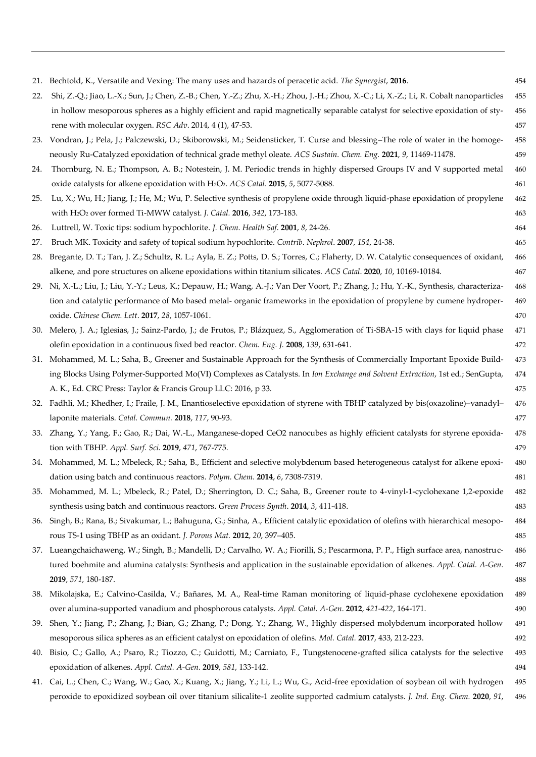21. Bechtold, K., Versatile and Vexing: The many uses and hazards of peracetic acid. *The Synergist*, **2016**.
22. Shi, Z.-Q.; Jiao, L.-X.; Sun, J.; Chen, Z.-B.; Chen, Y.-Z.; Zhu, X.-H.; Zhou, J.-H.; Zhou, X.-C.; Li, X.-Z.; Li, R. Cobalt nanoparticles in hollow mesoporous spheres as a highly efficient and rapid magnetically separable catalyst for selective epoxidation of styrene with molecular oxygen. *RSC Adv*. 2014, 4 (1), 47-53.
23. Vondran, J.; Pela, J.; Palczewski, D.; Skiborowski, M.; Seidensticker, T. Curse and blessing–The role of water in the homogeneously Ru-Catalyzed epoxidation of technical grade methyl oleate. *ACS Sustain. Chem. Eng.* **2021**, *9*, 11469-11478.
24. Thornburg, N. E.; Thompson, A. B.; Notestein, J. M. Periodic trends in highly dispersed Groups IV and V supported metal oxide catalysts for alkene epoxidation with $H_2O_2$. *ACS Catal*. **2015**, *5*, 5077-5088.
25. Lu, X.; Wu, H.; Jiang, J.; He, M.; Wu, P. Selective synthesis of propylene oxide through liquid-phase epoxidation of propylene with $H_2O_2$ over formed Ti-MWW catalyst. *J. Catal.* **2016**, *342*, 173-183.
26. Luttrell, W. Toxic tips: sodium hypochlorite. *J. Chem. Health Saf*. **2001**, *8*, 24-26.
27. Bruch MK. Toxicity and safety of topical sodium hypochlorite. *Contrib. Nephrol*. **2007**, *154*, 24-38.
28. Bregante, D. T.; Tan, J. Z.; Schultz, R. L.; Ayla, E. Z.; Potts, D. S.; Torres, C.; Flaherty, D. W. Catalytic consequences of oxidant, alkene, and pore structures on alkene epoxidations within titanium silicates. *ACS Catal*. **2020**, *10*, 10169-10184.
29. Ni, X.-L.; Liu, J.; Liu, Y.-Y.; Leus, K.; Depauw, H.; Wang, A.-J.; Van Der Voort, P.; Zhang, J.; Hu, Y.-K., Synthesis, characterization and catalytic performance of Mo based metal- organic frameworks in the epoxidation of propylene by cumene hydroperoxide. *Chinese Chem. Lett*. **2017**, *28*, 1057-1061.
30. Melero, J. A.; Iglesias, J.; Sainz-Pardo, J.; de Frutos, P.; Blázquez, S., Agglomeration of Ti-SBA-15 with clays for liquid phase olefin epoxidation in a continuous fixed bed reactor. *Chem. Eng. J.* **2008**, *139*, 631-641.
31. Mohammed, M. L.; Saha, B., Greener and Sustainable Approach for the Synthesis of Commercially Important Epoxide Building Blocks Using Polymer-Supported Mo(VI) Complexes as Catalysts. In *Ion Exchange and Solvent Extraction*, 1st ed.; SenGupta, A. K., Ed. CRC Press: Taylor & Francis Group LLC: 2016, p 33.
32. Fadhli, M.; Khedher, I.; Fraile, J. M., Enantioselective epoxidation of styrene with TBHP catalyzed by bis(oxazoline)–vanadyl–laponite materials. *Catal. Commun.* **2018**, *117*, 90-93.
33. Zhang, Y.; Yang, F.; Gao, R.; Dai, W.-L., Manganese-doped CeO2 nanocubes as highly efficient catalysts for styrene epoxidation with TBHP. *Appl. Surf. Sci.* **2019**, *471*, 767-775.
34. Mohammed, M. L.; Mbeleck, R.; Saha, B., Efficient and selective molybdenum based heterogeneous catalyst for alkene epoxidation using batch and continuous reactors. *Polym. Chem.* **2014**, *6*, 7308-7319.
35. Mohammed, M. L.; Mbeleck, R.; Patel, D.; Sherrington, D. C.; Saha, B., Greener route to 4-vinyl-1-cyclohexane 1,2-epoxide synthesis using batch and continuous reactors. *Green Process Synth*. **2014**, *3*, 411-418.
36. Singh, B.; Rana, B.; Sivakumar, L.; Bahuguna, G.; Sinha, A., Efficient catalytic epoxidation of olefins with hierarchical mesoporous TS-1 using TBHP as an oxidant. *J. Porous Mat.* **2012**, *20*, 397–405.
37. Lueangchaichaweng, W.; Singh, B.; Mandelli, D.; Carvalho, W. A.; Fiorilli, S.; Pescarmona, P. P., High surface area, nanostructured boehmite and alumina catalysts: Synthesis and application in the sustainable epoxidation of alkenes. *Appl. Catal. A-Gen.* **2019**, *571*, 180-187.
38. Mikolajska, E.; Calvino-Casilda, V.; Bañares, M. A., Real-time Raman monitoring of liquid-phase cyclohexene epoxidation over alumina-supported vanadium and phosphorous catalysts. *Appl. Catal. A-Gen*. **2012**, *421-422*, 164-171.
39. Shen, Y.; Jiang, P.; Zhang, J.; Bian, G.; Zhang, P.; Dong, Y.; Zhang, W., Highly dispersed molybdenum incorporated hollow mesoporous silica spheres as an efficient catalyst on epoxidation of olefins. *Mol. Catal.* **2017**, 433, 212-223.
40. Bisio, C.; Gallo, A.; Psaro, R.; Tiozzo, C.; Guidotti, M.; Carniato, F., Tungstenocene-grafted silica catalysts for the selective epoxidation of alkenes. *Appl. Catal. A-Gen.* **2019**, *581*, 133-142.
41. Cai, L.; Chen, C.; Wang, W.; Gao, X.; Kuang, X.; Jiang, Y.; Li, L.; Wu, G., Acid-free epoxidation of soybean oil with hydrogen peroxide to epoxidized soybean oil over titanium silicalite-1 zeolite supported cadmium catalysts. *J. Ind. Eng. Chem.* **2020**, *91*,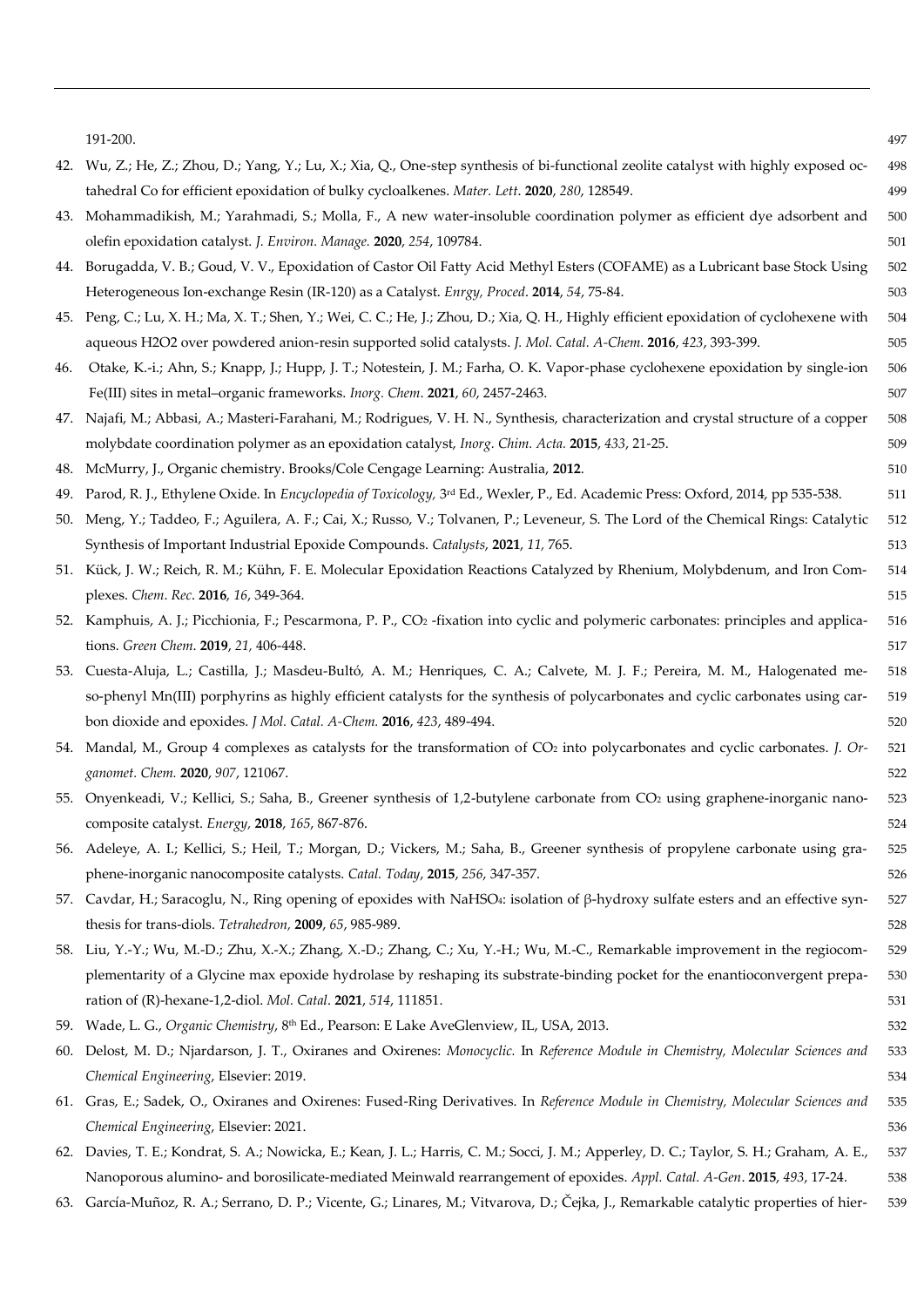191-200.

42. Wu, Z.; He, Z.; Zhou, D.; Yang, Y.; Lu, X.; Xia, Q., One-step synthesis of bi-functional zeolite catalyst with highly exposed octahedral Co for efficient epoxidation of bulky cycloalkenes. *Mater. Lett*. **2020**, *280*, 128549.
43. Mohammadikish, M.; Yarahmadi, S.; Molla, F., A new water-insoluble coordination polymer as efficient dye adsorbent and olefin epoxidation catalyst. *J. Environ. Manage.* **2020**, *254*, 109784.
44. Borugadda, V. B.; Goud, V. V., Epoxidation of Castor Oil Fatty Acid Methyl Esters (COFAME) as a Lubricant base Stock Using Heterogeneous Ion-exchange Resin (IR-120) as a Catalyst. *Enrgy, Proced*. **2014**, *54*, 75-84.
45. Peng, C.; Lu, X. H.; Ma, X. T.; Shen, Y.; Wei, C. C.; He, J.; Zhou, D.; Xia, Q. H., Highly efficient epoxidation of cyclohexene with aqueous H2O2 over powdered anion-resin supported solid catalysts. *J. Mol. Catal. A-Chem.* **2016**, *423*, 393-399.
46. Otake, K.-i.; Ahn, S.; Knapp, J.; Hupp, J. T.; Notestein, J. M.; Farha, O. K. Vapor-phase cyclohexene epoxidation by single-ion Fe(III) sites in metal–organic frameworks. *Inorg. Chem*. **2021**, *60*, 2457-2463.
47. Najafi, M.; Abbasi, A.; Masteri-Farahani, M.; Rodrigues, V. H. N., Synthesis, characterization and crystal structure of a copper molybdate coordination polymer as an epoxidation catalyst, *Inorg. Chim. Acta.* **2015**, *433*, 21-25.
48. McMurry, J., Organic chemistry. Brooks/Cole Cengage Learning: Australia, **2012**.
49. Parod, R. J., Ethylene Oxide. In *Encyclopedia of Toxicology,* 3rd Ed., Wexler, P., Ed. Academic Press: Oxford, 2014, pp 535-538.
50. Meng, Y.; Taddeo, F.; Aguilera, A. F.; Cai, X.; Russo, V.; Tolvanen, P.; Leveneur, S. The Lord of the Chemical Rings: Catalytic Synthesis of Important Industrial Epoxide Compounds. *Catalysts*, **2021**, *11,* 765.
51. Kück, J. W.; Reich, R. M.; Kühn, F. E. Molecular Epoxidation Reactions Catalyzed by Rhenium, Molybdenum, and Iron Complexes. *Chem. Rec*. **2016**, *16*, 349-364.
52. Kamphuis, A. J.; Picchionia, F.; Pescarmona, P. P., $CO_2$ -fixation into cyclic and polymeric carbonates: principles and applications. *Green Chem.* **2019**, *21,* 406-448.
53. Cuesta-Aluja, L.; Castilla, J.; Masdeu-Bultó, A. M.; Henriques, C. A.; Calvete, M. J. F.; Pereira, M. M., Halogenated meso-phenyl Mn(III) porphyrins as highly efficient catalysts for the synthesis of polycarbonates and cyclic carbonates using carbon dioxide and epoxides. *J Mol. Catal. A-Chem.* **2016**, *423*, 489-494.
54. Mandal, M., Group 4 complexes as catalysts for the transformation of $CO_2$ into polycarbonates and cyclic carbonates. *J. Organomet. Chem.* **2020**, *907*, 121067.
55. Onyenkeadi, V.; Kellici, S.; Saha, B., Greener synthesis of 1,2-butylene carbonate from $CO_2$ using graphene-inorganic nanocomposite catalyst. *Energy,* **2018**, *165*, 867-876.
56. Adeleye, A. I.; Kellici, S.; Heil, T.; Morgan, D.; Vickers, M.; Saha, B., Greener synthesis of propylene carbonate using graphene-inorganic nanocomposite catalysts. *Catal. Today*, **2015**, *256*, 347-357.
57. Cavdar, H.; Saracoglu, N., Ring opening of epoxides with $NaHSO_4$: isolation of β-hydroxy sulfate esters and an effective synthesis for trans-diols. *Tetrahedron,* **2009**, *65*, 985-989.
58. Liu, Y.-Y.; Wu, M.-D.; Zhu, X.-X.; Zhang, X.-D.; Zhang, C.; Xu, Y.-H.; Wu, M.-C., Remarkable improvement in the regiocomplementarity of a Glycine max epoxide hydrolase by reshaping its substrate-binding pocket for the enantioconvergent preparation of (R)-hexane-1,2-diol. *Mol. Catal*. **2021**, *514*, 111851.
59. Wade, L. G., *Organic Chemistry*, 8th Ed., Pearson: E Lake AveGlenview, IL, USA, 2013.
60. Delost, M. D.; Njardarson, J. T., Oxiranes and Oxirenes: *Monocyclic.* In *Reference Module in Chemistry, Molecular Sciences and Chemical Engineering*, Elsevier: 2019.
61. Gras, E.; Sadek, O., Oxiranes and Oxirenes: Fused-Ring Derivatives. In *Reference Module in Chemistry, Molecular Sciences and Chemical Engineering*, Elsevier: 2021.
62. Davies, T. E.; Kondrat, S. A.; Nowicka, E.; Kean, J. L.; Harris, C. M.; Socci, J. M.; Apperley, D. C.; Taylor, S. H.; Graham, A. E., Nanoporous alumino- and borosilicate-mediated Meinwald rearrangement of epoxides. *Appl. Catal. A-Gen*. **2015**, *493*, 17-24.
63. García-Muñoz, R. A.; Serrano, D. P.; Vicente, G.; Linares, M.; Vitvarova, D.; Čejka, J., Remarkable catalytic properties of hier-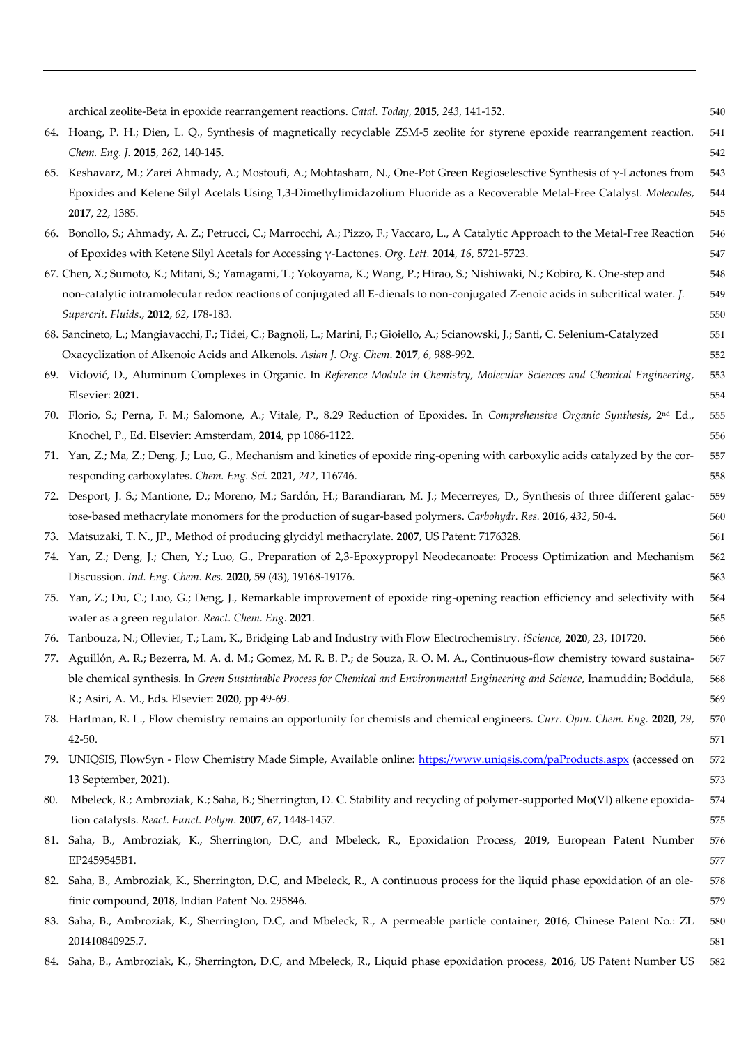archical zeolite-Beta in epoxide rearrangement reactions. *Catal. Today*, **2015**, *243*, 141-152.

64. Hoang, P. H.; Dien, L. Q., Synthesis of magnetically recyclable ZSM-5 zeolite for styrene epoxide rearrangement reaction. *Chem. Eng. J.* **2015**, *262*, 140-145.
65. Keshavarz, M.; Zarei Ahmady, A.; Mostoufi, A.; Mohtasham, N., One-Pot Green Regioselesctive Synthesis of γ-Lactones from Epoxides and Ketene Silyl Acetals Using 1,3-Dimethylimidazolium Fluoride as a Recoverable Metal-Free Catalyst. *Molecules*, **2017**, *22*, 1385.
66. Bonollo, S.; Ahmady, A. Z.; Petrucci, C.; Marrocchi, A.; Pizzo, F.; Vaccaro, L., A Catalytic Approach to the Metal-Free Reaction of Epoxides with Ketene Silyl Acetals for Accessing γ-Lactones. *Org. Lett.* **2014**, *16*, 5721-5723.
67. Chen, X.; Sumoto, K.; Mitani, S.; Yamagami, T.; Yokoyama, K.; Wang, P.; Hirao, S.; Nishiwaki, N.; Kobiro, K. One-step and non-catalytic intramolecular redox reactions of conjugated all E-dienals to non-conjugated Z-enoic acids in subcritical water. *J. Supercrit. Fluids*., **2012**, *62*, 178-183.
68. Sancineto, L.; Mangiavacchi, F.; Tidei, C.; Bagnoli, L.; Marini, F.; Gioiello, A.; Scianowski, J.; Santi, C. Selenium-Catalyzed Oxacyclization of Alkenoic Acids and Alkenols. *Asian J. Org. Chem*. **2017**, *6*, 988-992.
69. Vidović, D., Aluminum Complexes in Organic. In *Reference Module in Chemistry, Molecular Sciences and Chemical Engineering*, Elsevier: **2021.**
70. Florio, S.; Perna, F. M.; Salomone, A.; Vitale, P., 8.29 Reduction of Epoxides. In *Comprehensive Organic Synthesis*, 2[nd] Ed., Knochel, P., Ed. Elsevier: Amsterdam, **2014**, pp 1086-1122.
71. Yan, Z.; Ma, Z.; Deng, J.; Luo, G., Mechanism and kinetics of epoxide ring-opening with carboxylic acids catalyzed by the corresponding carboxylates. *Chem. Eng. Sci.* **2021**, *242*, 116746.
72. Desport, J. S.; Mantione, D.; Moreno, M.; Sardón, H.; Barandiaran, M. J.; Mecerreyes, D., Synthesis of three different galactose-based methacrylate monomers for the production of sugar-based polymers. *Carbohydr. Res.* **2016**, *432*, 50-4.
73. Matsuzaki, T. N., JP., Method of producing glycidyl methacrylate. **2007**, US Patent: 7176328.
74. Yan, Z.; Deng, J.; Chen, Y.; Luo, G., Preparation of 2,3-Epoxypropyl Neodecanoate: Process Optimization and Mechanism Discussion. *Ind. Eng. Chem. Res.* **2020**, 59 (43), 19168-19176.
75. Yan, Z.; Du, C.; Luo, G.; Deng, J., Remarkable improvement of epoxide ring-opening reaction efficiency and selectivity with water as a green regulator. *React. Chem. Eng*. **2021**.
76. Tanbouza, N.; Ollevier, T.; Lam, K., Bridging Lab and Industry with Flow Electrochemistry. *iScience,* **2020**, *23*, 101720.
77. Aguillón, A. R.; Bezerra, M. A. d. M.; Gomez, M. R. B. P.; de Souza, R. O. M. A., Continuous-flow chemistry toward sustainable chemical synthesis. In *Green Sustainable Process for Chemical and Environmental Engineering and Science*, Inamuddin; Boddula, R.; Asiri, A. M., Eds. Elsevier: **2020**, pp 49-69.
78. Hartman, R. L., Flow chemistry remains an opportunity for chemists and chemical engineers. *Curr. Opin. Chem. Eng.* **2020**, *29*, 42-50.
79. UNIQSIS, FlowSyn - Flow Chemistry Made Simple, Available online: https://www.uniqsis.com/paProducts.aspx (accessed on 13 September, 2021).
80. Mbeleck, R.; Ambroziak, K.; Saha, B.; Sherrington, D. C. Stability and recycling of polymer-supported Mo(VI) alkene epoxidation catalysts. *React. Funct. Polym*. **2007**, 67, 1448-1457.
81. Saha, B., Ambroziak, K., Sherrington, D.C, and Mbeleck, R., Epoxidation Process, **2019**, European Patent Number EP2459545B1.
82. Saha, B., Ambroziak, K., Sherrington, D.C, and Mbeleck, R., A continuous process for the liquid phase epoxidation of an olefinic compound, **2018**, Indian Patent No. 295846.
83. Saha, B., Ambroziak, K., Sherrington, D.C, and Mbeleck, R., A permeable particle container, **2016**, Chinese Patent No.: ZL 201410840925.7.
84. Saha, B., Ambroziak, K., Sherrington, D.C, and Mbeleck, R., Liquid phase epoxidation process, **2016**, US Patent Number US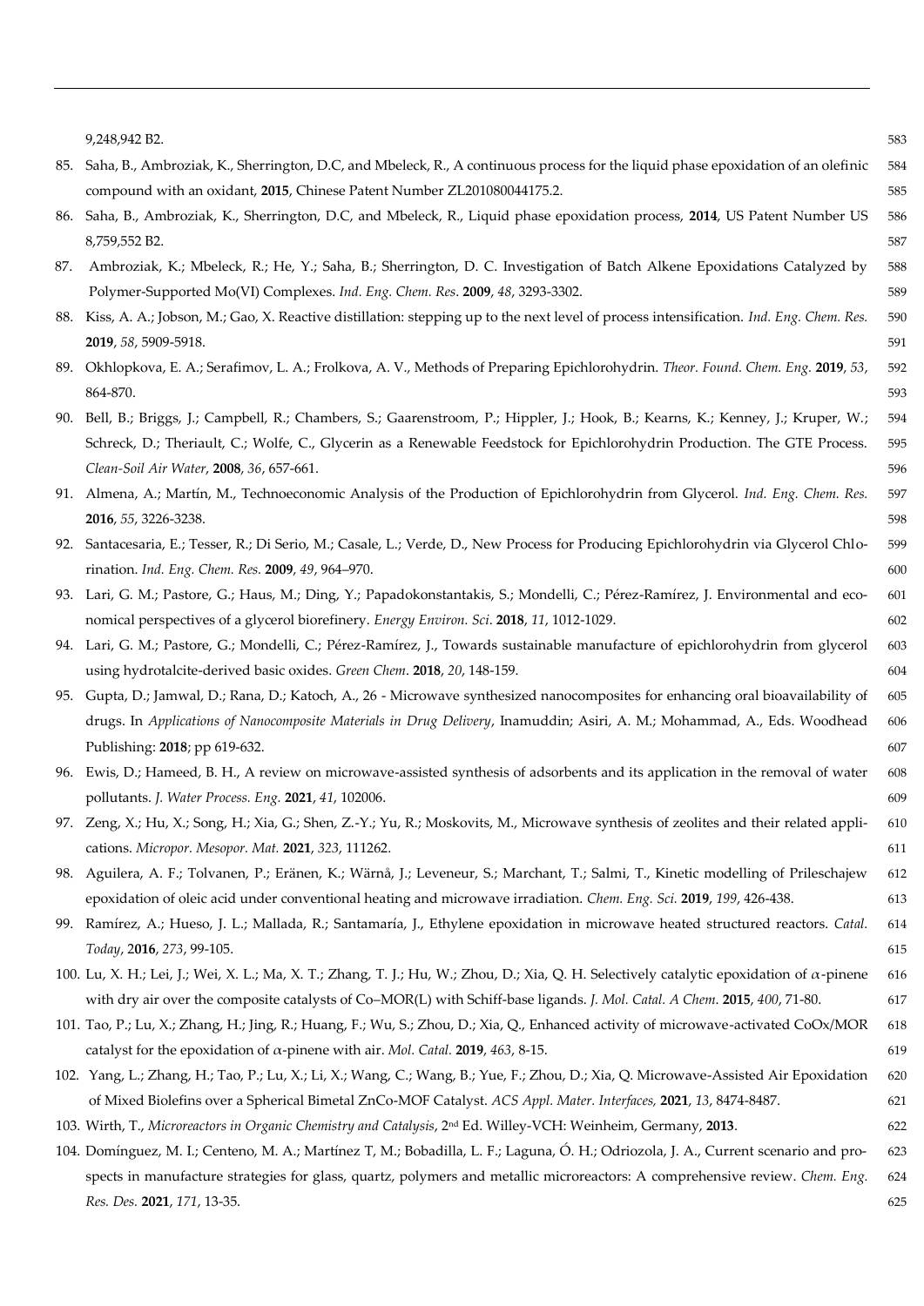9,248,942 B2.

85. Saha, B., Ambroziak, K., Sherrington, D.C, and Mbeleck, R., A continuous process for the liquid phase epoxidation of an olefinic compound with an oxidant, **2015**, Chinese Patent Number ZL201080044175.2.
86. Saha, B., Ambroziak, K., Sherrington, D.C, and Mbeleck, R., Liquid phase epoxidation process, **2014**, US Patent Number US 8,759,552 B2.
87. Ambroziak, K.; Mbeleck, R.; He, Y.; Saha, B.; Sherrington, D. C. Investigation of Batch Alkene Epoxidations Catalyzed by Polymer-Supported Mo(VI) Complexes. *Ind. Eng. Chem. Res*. **2009**, *48*, 3293-3302.
88. Kiss, A. A.; Jobson, M.; Gao, X. Reactive distillation: stepping up to the next level of process intensification. *Ind. Eng. Chem. Res.* **2019**, *58*, 5909-5918.
89. Okhlopkova, E. A.; Serafimov, L. A.; Frolkova, A. V., Methods of Preparing Epichlorohydrin. *Theor. Found. Chem. Eng.* **2019**, *53*, 864-870.
90. Bell, B.; Briggs, J.; Campbell, R.; Chambers, S.; Gaarenstroom, P.; Hippler, J.; Hook, B.; Kearns, K.; Kenney, J.; Kruper, W.; Schreck, D.; Theriault, C.; Wolfe, C., Glycerin as a Renewable Feedstock for Epichlorohydrin Production. The GTE Process. *Clean-Soil Air Water*, **2008**, *36*, 657-661.
91. Almena, A.; Martín, M., Technoeconomic Analysis of the Production of Epichlorohydrin from Glycerol. *Ind. Eng. Chem. Res.* **2016**, *55*, 3226-3238.
92. Santacesaria, E.; Tesser, R.; Di Serio, M.; Casale, L.; Verde, D., New Process for Producing Epichlorohydrin via Glycerol Chlorination. *Ind. Eng. Chem. Res.* **2009**, *49*, 964–970.
93. Lari, G. M.; Pastore, G.; Haus, M.; Ding, Y.; Papadokonstantakis, S.; Mondelli, C.; Pérez-Ramírez, J. Environmental and economical perspectives of a glycerol biorefinery. *Energy Environ. Sci*. **2018**, *11*, 1012-1029.
94. Lari, G. M.; Pastore, G.; Mondelli, C.; Pérez-Ramírez, J., Towards sustainable manufacture of epichlorohydrin from glycerol using hydrotalcite-derived basic oxides. *Green Chem*. **2018**, *20*, 148-159.
95. Gupta, D.; Jamwal, D.; Rana, D.; Katoch, A., 26 - Microwave synthesized nanocomposites for enhancing oral bioavailability of drugs. In *Applications of Nanocomposite Materials in Drug Delivery*, Inamuddin; Asiri, A. M.; Mohammad, A., Eds. Woodhead Publishing: **2018**; pp 619-632.
96. Ewis, D.; Hameed, B. H., A review on microwave-assisted synthesis of adsorbents and its application in the removal of water pollutants. *J. Water Process. Eng.* **2021**, *41*, 102006.
97. Zeng, X.; Hu, X.; Song, H.; Xia, G.; Shen, Z.-Y.; Yu, R.; Moskovits, M., Microwave synthesis of zeolites and their related applications. *Micropor. Mesopor. Mat.* **2021**, *323*, 111262.
98. Aguilera, A. F.; Tolvanen, P.; Eränen, K.; Wärnå, J.; Leveneur, S.; Marchant, T.; Salmi, T., Kinetic modelling of Prileschajew epoxidation of oleic acid under conventional heating and microwave irradiation. *Chem. Eng. Sci.* **2019**, *199*, 426-438.
99. Ramírez, A.; Hueso, J. L.; Mallada, R.; Santamaría, J., Ethylene epoxidation in microwave heated structured reactors. *Catal. Today*, 2**016**, *273*, 99-105.
100. Lu, X. H.; Lei, J.; Wei, X. L.; Ma, X. T.; Zhang, T. J.; Hu, W.; Zhou, D.; Xia, Q. H. Selectively catalytic epoxidation of $\alpha$-pinene with dry air over the composite catalysts of Co–MOR(L) with Schiff-base ligands. *J. Mol. Catal. A Chem.* **2015**, *400*, 71-80.
101. Tao, P.; Lu, X.; Zhang, H.; Jing, R.; Huang, F.; Wu, S.; Zhou, D.; Xia, Q., Enhanced activity of microwave-activated CoOx/MOR catalyst for the epoxidation of $\alpha$-pinene with air. *Mol. Catal.* **2019**, *463*, 8-15.
102. Yang, L.; Zhang, H.; Tao, P.; Lu, X.; Li, X.; Wang, C.; Wang, B.; Yue, F.; Zhou, D.; Xia, Q. Microwave-Assisted Air Epoxidation of Mixed Biolefins over a Spherical Bimetal ZnCo-MOF Catalyst. *ACS Appl. Mater. Interfaces,* **2021**, *13*, 8474-8487.
103. Wirth, T., *Microreactors in Organic Chemistry and Catalysis*, 2nd Ed. Willey-VCH: Weinheim, Germany, **2013**.
104. Domínguez, M. I.; Centeno, M. A.; Martínez T, M.; Bobadilla, L. F.; Laguna, Ó. H.; Odriozola, J. A., Current scenario and prospects in manufacture strategies for glass, quartz, polymers and metallic microreactors: A comprehensive review. *Chem. Eng. Res. Des.* **2021**, *171*, 13-35.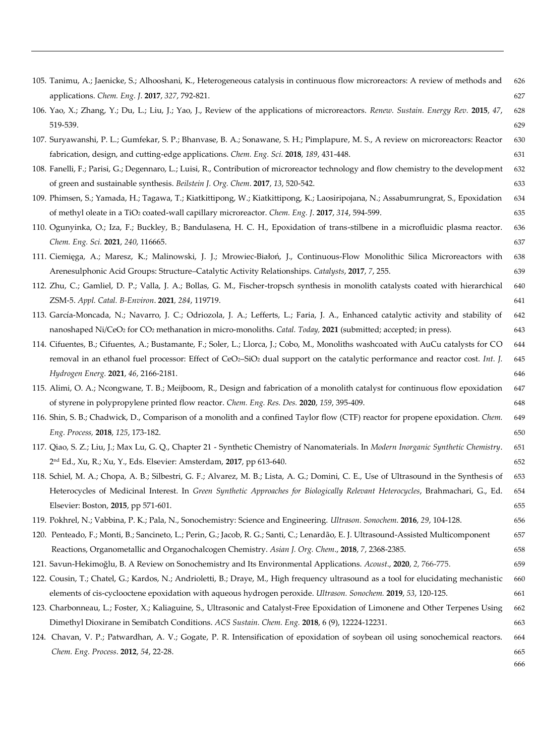105. Tanimu, A.; Jaenicke, S.; Alhooshani, K., Heterogeneous catalysis in continuous flow microreactors: A review of methods and applications. *Chem. Eng. J.* **2017**, *327*, 792-821.
106. Yao, X.; Zhang, Y.; Du, L.; Liu, J.; Yao, J., Review of the applications of microreactors. *Renew. Sustain. Energy Rev.* **2015**, *47*, 519-539.
107. Suryawanshi, P. L.; Gumfekar, S. P.; Bhanvase, B. A.; Sonawane, S. H.; Pimplapure, M. S., A review on microreactors: Reactor fabrication, design, and cutting-edge applications. *Chem. Eng. Sci.* **2018**, *189*, 431-448.
108. Fanelli, F.; Parisi, G.; Degennaro, L.; Luisi, R., Contribution of microreactor technology and flow chemistry to the development of green and sustainable synthesis. *Beilstein J. Org. Chem*. **2017**, *13*, 520-542.
109. Phimsen, S.; Yamada, H.; Tagawa, T.; Kiatkittipong, W.; Kiatkittipong, K.; Laosiripojana, N.; Assabumrungrat, S., Epoxidation of methyl oleate in a $TiO_2$ coated-wall capillary microreactor. *Chem. Eng. J*. **2017**, *314*, 594-599.
110. Ogunyinka, O.; Iza, F.; Buckley, B.; Bandulasena, H. C. H., Epoxidation of trans-stilbene in a microfluidic plasma reactor. *Chem. Eng. Sci.* **2021**, *240*, 116665.
111. Ciemięga, A.; Maresz, K.; Malinowski, J. J.; Mrowiec-Białoń, J., Continuous-Flow Monolithic Silica Microreactors with Arenesulphonic Acid Groups: Structure–Catalytic Activity Relationships. *Catalysts*, **2017**, *7*, 255.
112. Zhu, C.; Gamliel, D. P.; Valla, J. A.; Bollas, G. M., Fischer-tropsch synthesis in monolith catalysts coated with hierarchical ZSM-5. *Appl. Catal. B-Environ*. **2021**, *284*, 119719.
113. García-Moncada, N.; Navarro, J. C.; Odriozola, J. A.; Lefferts, L.; Faria, J. A., Enhanced catalytic activity and stability of nanoshaped Ni/$CeO_2$ for $CO_2$ methanation in micro-monoliths. *Catal. Today*, **2021** (submitted; accepted; in press).
114. Cifuentes, B.; Cifuentes, A.; Bustamante, F.; Soler, L.; Llorca, J.; Cobo, M., Monoliths washcoated with AuCu catalysts for CO removal in an ethanol fuel processor: Effect of $CeO_2$–$SiO_2$ dual support on the catalytic performance and reactor cost. *Int. J. Hydrogen Energ.* **2021**, *46*, 2166-2181.
115. Alimi, O. A.; Ncongwane, T. B.; Meijboom, R., Design and fabrication of a monolith catalyst for continuous flow epoxidation of styrene in polypropylene printed flow reactor. *Chem. Eng. Res. Des.* **2020**, *159*, 395-409.
116. Shin, S. B.; Chadwick, D., Comparison of a monolith and a confined Taylor flow (CTF) reactor for propene epoxidation. *Chem. Eng. Process*, **2018**, *125*, 173-182.
117. Qiao, S. Z.; Liu, J.; Max Lu, G. Q., Chapter 21 - Synthetic Chemistry of Nanomaterials. In *Modern Inorganic Synthetic Chemistry*. 2nd Ed., Xu, R.; Xu, Y., Eds. Elsevier: Amsterdam, **2017**, pp 613-640.
118. Schiel, M. A.; Chopa, A. B.; Silbestri, G. F.; Alvarez, M. B.; Lista, A. G.; Domini, C. E., Use of Ultrasound in the Synthesis of Heterocycles of Medicinal Interest. In *Green Synthetic Approaches for Biologically Relevant Heterocycles*, Brahmachari, G., Ed. Elsevier: Boston, **2015**, pp 571-601.
119. Pokhrel, N.; Vabbina, P. K.; Pala, N., Sonochemistry: Science and Engineering. *Ultrason. Sonochem*. **2016**, *29*, 104-128.
120. Penteado, F.; Monti, B.; Sancineto, L.; Perin, G.; Jacob, R. G.; Santi, C.; Lenardão, E. J. Ultrasound-Assisted Multicomponent Reactions, Organometallic and Organochalcogen Chemistry. *Asian J. Org. Chem*., **2018**, *7*, 2368-2385.
121. Savun-Hekimoğlu, B. A Review on Sonochemistry and Its Environmental Applications. *Acoust*., **2020**, *2*, 766-775.
122. Cousin, T.; Chatel, G.; Kardos, N.; Andrioletti, B.; Draye, M., High frequency ultrasound as a tool for elucidating mechanistic elements of cis-cyclooctene epoxidation with aqueous hydrogen peroxide. *Ultrason. Sonochem.* **2019**, *53*, 120-125.
123. Charbonneau, L.; Foster, X.; Kaliaguine, S., Ultrasonic and Catalyst-Free Epoxidation of Limonene and Other Terpenes Using Dimethyl Dioxirane in Semibatch Conditions. *ACS Sustain. Chem. Eng.* **2018**, 6 (9), 12224-12231.
124. Chavan, V. P.; Patwardhan, A. V.; Gogate, P. R. Intensification of epoxidation of soybean oil using sonochemical reactors. *Chem. Eng. Process*. **2012**, *54*, 22-28.